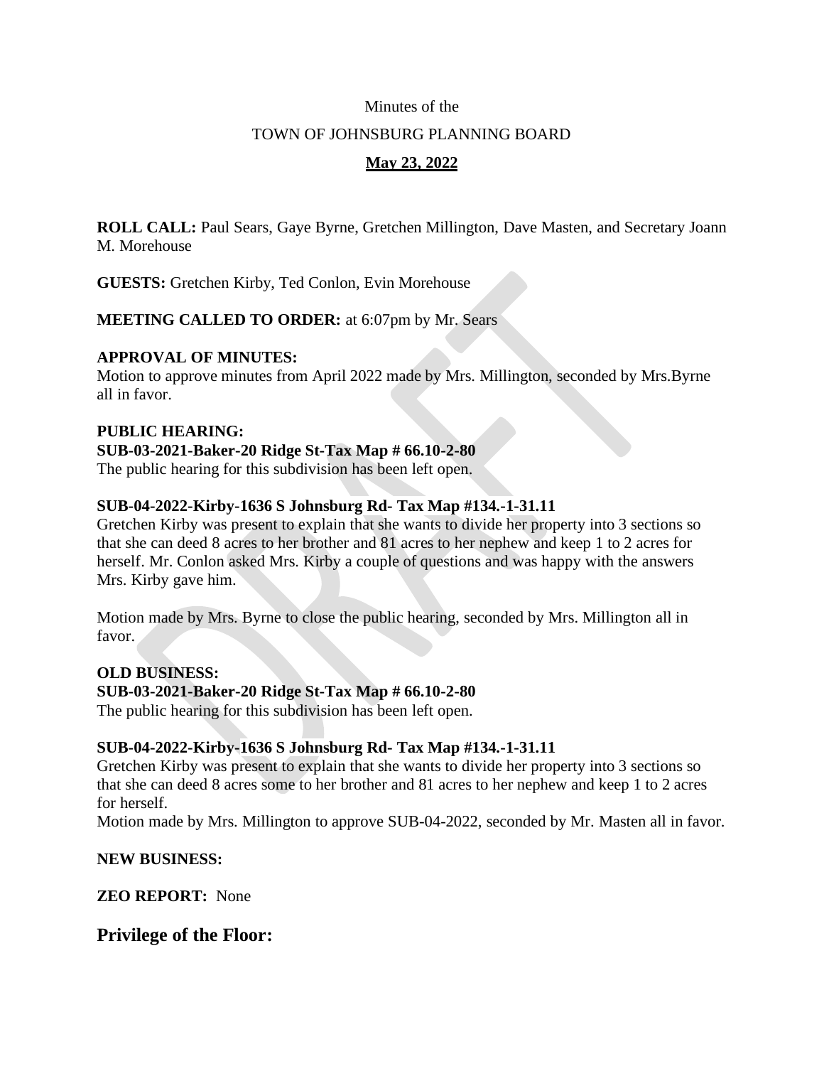Minutes of the

TOWN OF JOHNSBURG PLANNING BOARD

**May 23, 2022**

**ROLL CALL:** Paul Sears, Gaye Byrne, Gretchen Millington, Dave Masten, and Secretary Joann M. Morehouse

**GUESTS:** Gretchen Kirby, Ted Conlon, Evin Morehouse

**MEETING CALLED TO ORDER:** at 6:07pm by Mr. Sears

**APPROVAL OF MINUTES:**
Motion to approve minutes from April 2022 made by Mrs. Millington, seconded by Mrs.Byrne all in favor.

**PUBLIC HEARING:**
**SUB-03-2021-Baker-20 Ridge St-Tax Map # 66.10-2-80**
The public hearing for this subdivision has been left open.

**SUB-04-2022-Kirby-1636 S Johnsburg Rd- Tax Map #134.-1-31.11**
Gretchen Kirby was present to explain that she wants to divide her property into 3 sections so that she can deed 8 acres to her brother and 81 acres to her nephew and keep 1 to 2 acres for herself. Mr. Conlon asked Mrs. Kirby a couple of questions and was happy with the answers Mrs. Kirby gave him.

Motion made by Mrs. Byrne to close the public hearing, seconded by Mrs. Millington all in favor.

**OLD BUSINESS:**
**SUB-03-2021-Baker-20 Ridge St-Tax Map # 66.10-2-80**
The public hearing for this subdivision has been left open.

**SUB-04-2022-Kirby-1636 S Johnsburg Rd- Tax Map #134.-1-31.11**
Gretchen Kirby was present to explain that she wants to divide her property into 3 sections so that she can deed 8 acres some to her brother and 81 acres to her nephew and keep 1 to 2 acres for herself.
Motion made by Mrs. Millington to approve SUB-04-2022, seconded by Mr. Masten all in favor.

**NEW BUSINESS:**

**ZEO REPORT:** None

## Privilege of the Floor: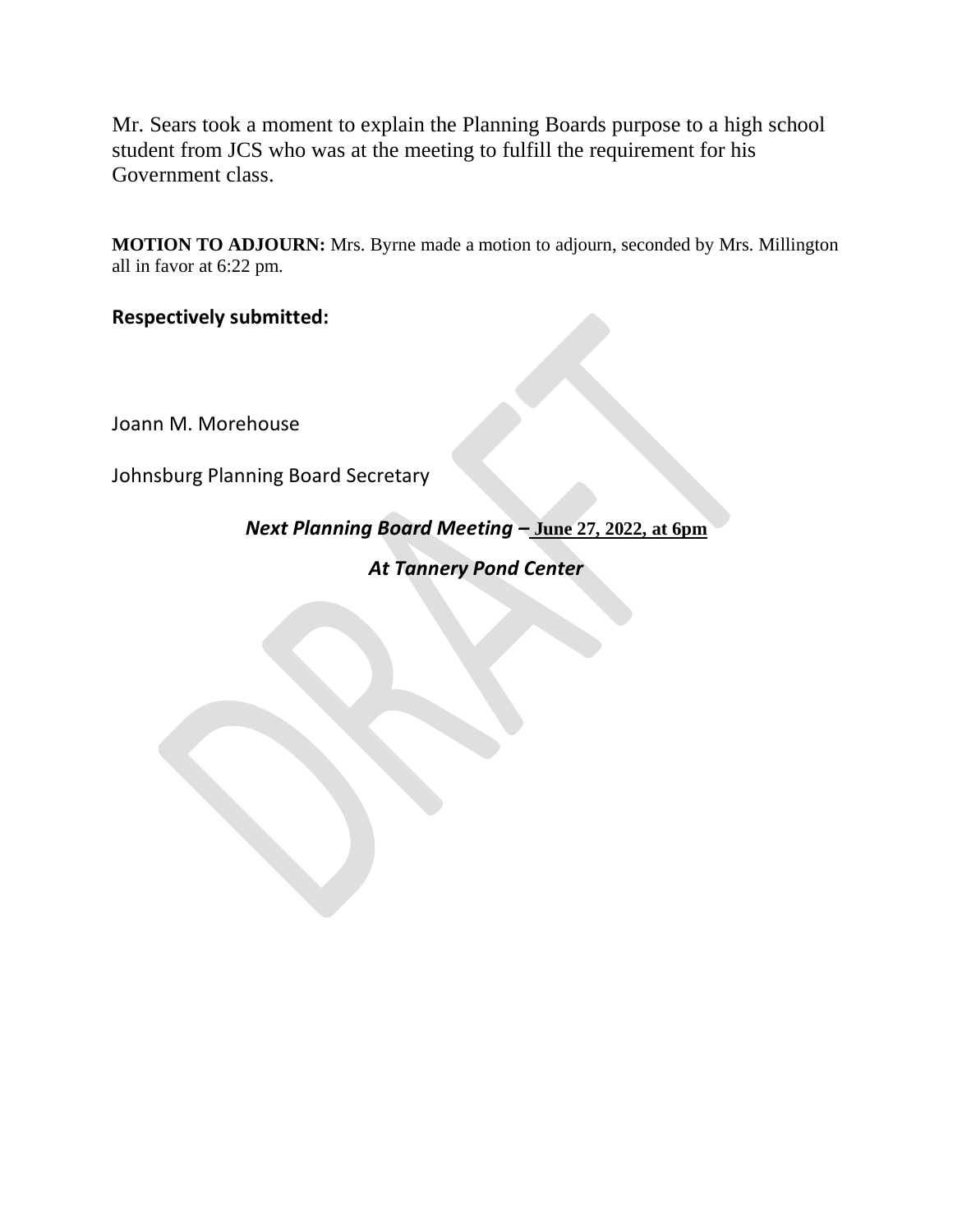Mr. Sears took a moment to explain the Planning Boards purpose to a high school student from JCS who was at the meeting to fulfill the requirement for his Government class.

**MOTION TO ADJOURN:** Mrs. Byrne made a motion to adjourn, seconded by Mrs. Millington all in favor at 6:22 pm.

**Respectively submitted:**

Joann M. Morehouse

Johnsburg Planning Board Secretary

***Next Planning Board Meeting –*** **June 27, 2022, at 6pm**

***At Tannery Pond Center***